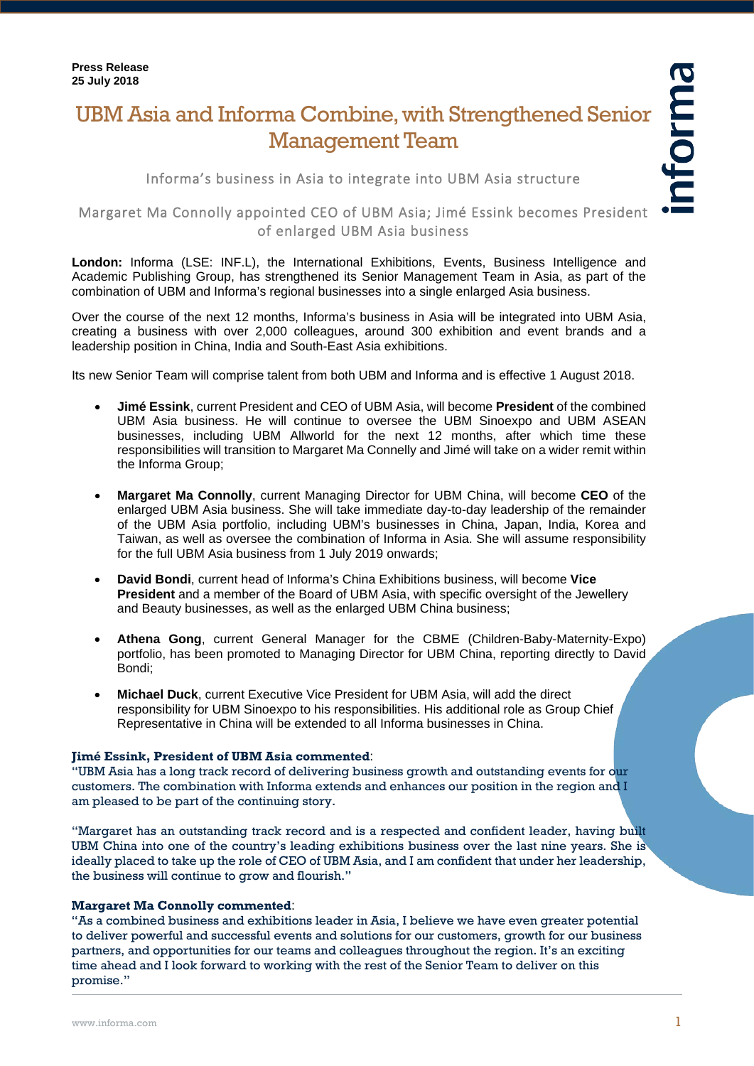**Press Release**
**25 July 2018**

# UBM Asia and Informa Combine, with Strengthened Senior Management Team

## Informa's business in Asia to integrate into UBM Asia structure

## Margaret Ma Connolly appointed CEO of UBM Asia; Jimé Essink becomes President of enlarged UBM Asia business

**London:** Informa (LSE: INF.L), the International Exhibitions, Events, Business Intelligence and Academic Publishing Group, has strengthened its Senior Management Team in Asia, as part of the combination of UBM and Informa's regional businesses into a single enlarged Asia business.

Over the course of the next 12 months, Informa's business in Asia will be integrated into UBM Asia, creating a business with over 2,000 colleagues, around 300 exhibition and event brands and a leadership position in China, India and South-East Asia exhibitions.

Its new Senior Team will comprise talent from both UBM and Informa and is effective 1 August 2018.

- **Jimé Essink**, current President and CEO of UBM Asia, will become **President** of the combined UBM Asia business. He will continue to oversee the UBM Sinoexpo and UBM ASEAN businesses, including UBM Allworld for the next 12 months, after which time these responsibilities will transition to Margaret Ma Connelly and Jimé will take on a wider remit within the Informa Group;

- **Margaret Ma Connolly**, current Managing Director for UBM China, will become **CEO** of the enlarged UBM Asia business. She will take immediate day-to-day leadership of the remainder of the UBM Asia portfolio, including UBM's businesses in China, Japan, India, Korea and Taiwan, as well as oversee the combination of Informa in Asia. She will assume responsibility for the full UBM Asia business from 1 July 2019 onwards;

- **David Bondi**, current head of Informa's China Exhibitions business, will become **Vice President** and a member of the Board of UBM Asia, with specific oversight of the Jewellery and Beauty businesses, as well as the enlarged UBM China business;

- **Athena Gong**, current General Manager for the CBME (Children-Baby-Maternity-Expo) portfolio, has been promoted to Managing Director for UBM China, reporting directly to David Bondi;

- **Michael Duck**, current Executive Vice President for UBM Asia, will add the direct responsibility for UBM Sinoexpo to his responsibilities. His additional role as Group Chief Representative in China will be extended to all Informa businesses in China.

**Jimé Essink, President of UBM Asia commented**:
"UBM Asia has a long track record of delivering business growth and outstanding events for our customers. The combination with Informa extends and enhances our position in the region and I am pleased to be part of the continuing story.

"Margaret has an outstanding track record and is a respected and confident leader, having built UBM China into one of the country's leading exhibitions business over the last nine years. She is ideally placed to take up the role of CEO of UBM Asia, and I am confident that under her leadership, the business will continue to grow and flourish."

**Margaret Ma Connolly commented**:
"As a combined business and exhibitions leader in Asia, I believe we have even greater potential to deliver powerful and successful events and solutions for our customers, growth for our business partners, and opportunities for our teams and colleagues throughout the region. It's an exciting time ahead and I look forward to working with the rest of the Senior Team to deliver on this promise."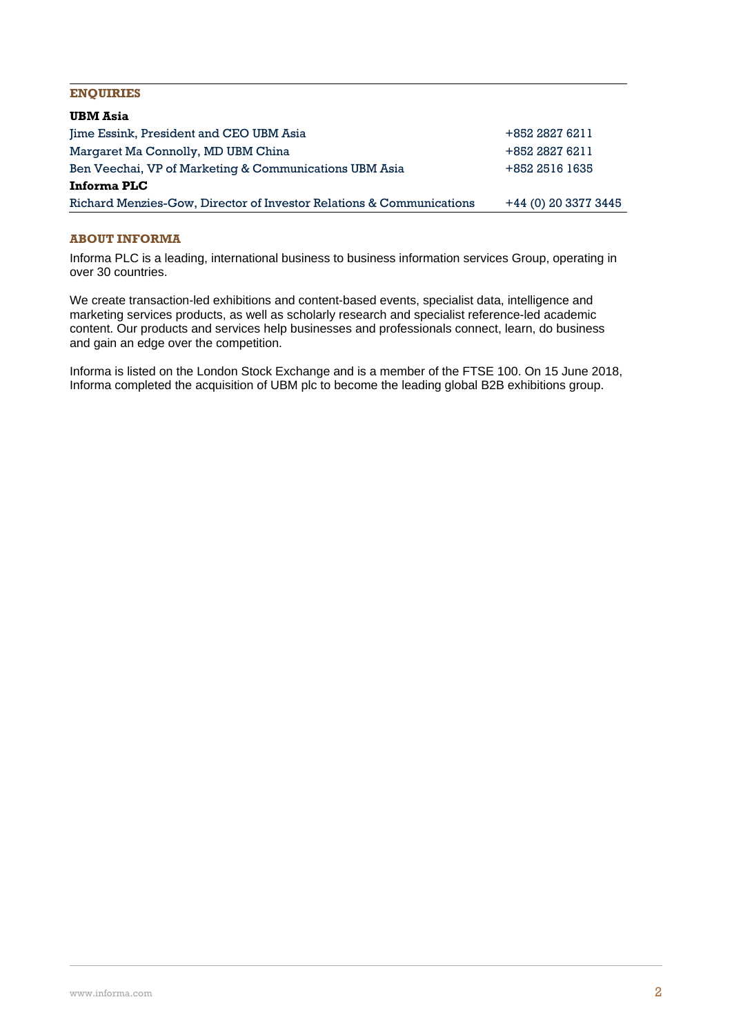## ENQUIRIES

| | |
|---|---|
| **UBM Asia** | |
| Jime Essink, President and CEO UBM Asia | +852 2827 6211 |
| Margaret Ma Connolly, MD UBM China | +852 2827 6211 |
| Ben Veechai, VP of Marketing & Communications UBM Asia | +852 2516 1635 |
| **Informa PLC** | |
| Richard Menzies-Gow, Director of Investor Relations & Communications | +44 (0) 20 3377 3445 |

## ABOUT INFORMA

Informa PLC is a leading, international business to business information services Group, operating in over 30 countries.

We create transaction-led exhibitions and content-based events, specialist data, intelligence and marketing services products, as well as scholarly research and specialist reference-led academic content. Our products and services help businesses and professionals connect, learn, do business and gain an edge over the competition.

Informa is listed on the London Stock Exchange and is a member of the FTSE 100. On 15 June 2018, Informa completed the acquisition of UBM plc to become the leading global B2B exhibitions group.